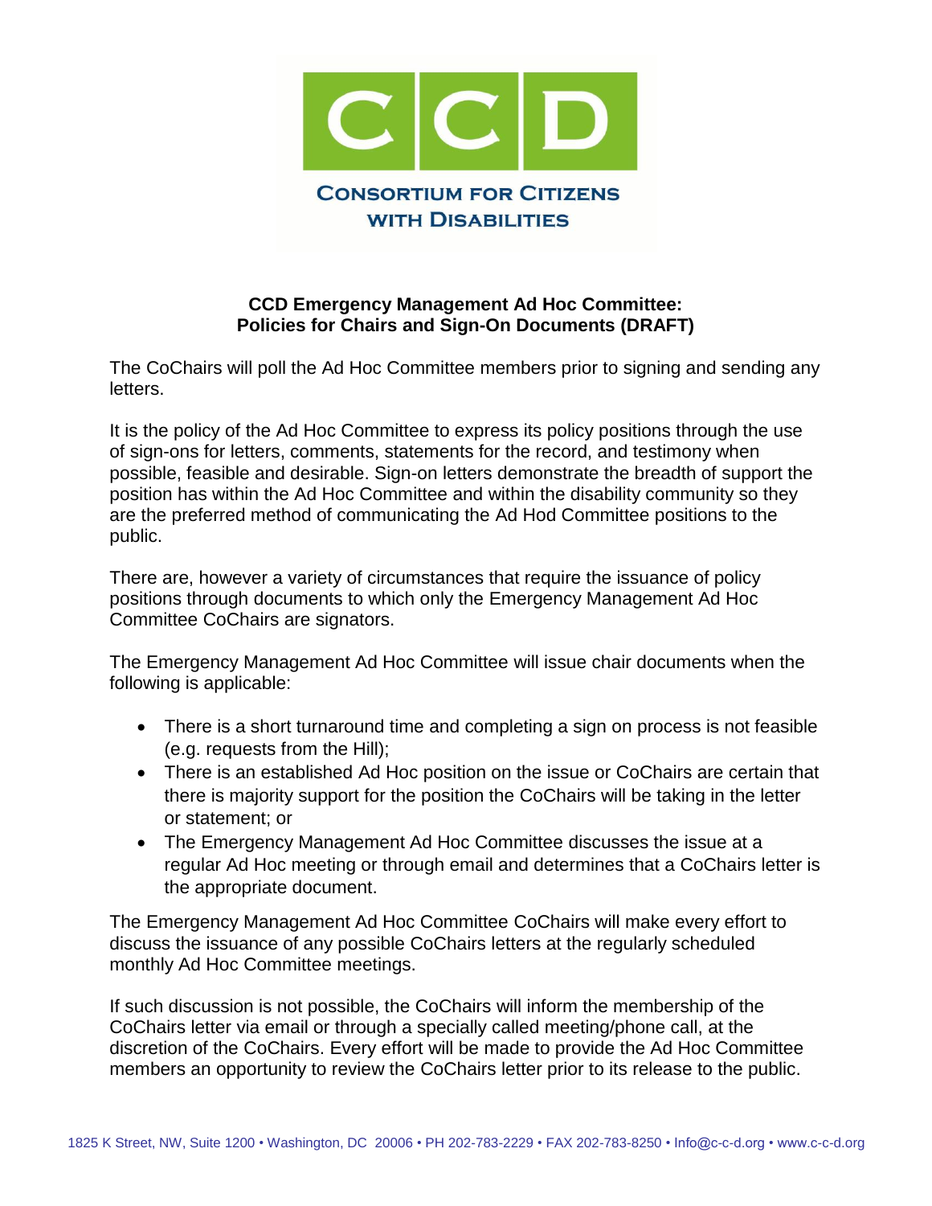**CONSORTIUM FOR CITIZENS WITH DISABILITIES**

# CCD Emergency Management Ad Hoc Committee: Policies for Chairs and Sign-On Documents (DRAFT)

The CoChairs will poll the Ad Hoc Committee members prior to signing and sending any letters.

It is the policy of the Ad Hoc Committee to express its policy positions through the use of sign-ons for letters, comments, statements for the record, and testimony when possible, feasible and desirable. Sign-on letters demonstrate the breadth of support the position has within the Ad Hoc Committee and within the disability community so they are the preferred method of communicating the Ad Hod Committee positions to the public.

There are, however a variety of circumstances that require the issuance of policy positions through documents to which only the Emergency Management Ad Hoc Committee CoChairs are signators.

The Emergency Management Ad Hoc Committee will issue chair documents when the following is applicable:

- There is a short turnaround time and completing a sign on process is not feasible (e.g. requests from the Hill);
- There is an established Ad Hoc position on the issue or CoChairs are certain that there is majority support for the position the CoChairs will be taking in the letter or statement; or
- The Emergency Management Ad Hoc Committee discusses the issue at a regular Ad Hoc meeting or through email and determines that a CoChairs letter is the appropriate document.

The Emergency Management Ad Hoc Committee CoChairs will make every effort to discuss the issuance of any possible CoChairs letters at the regularly scheduled monthly Ad Hoc Committee meetings.

If such discussion is not possible, the CoChairs will inform the membership of the CoChairs letter via email or through a specially called meeting/phone call, at the discretion of the CoChairs. Every effort will be made to provide the Ad Hoc Committee members an opportunity to review the CoChairs letter prior to its release to the public.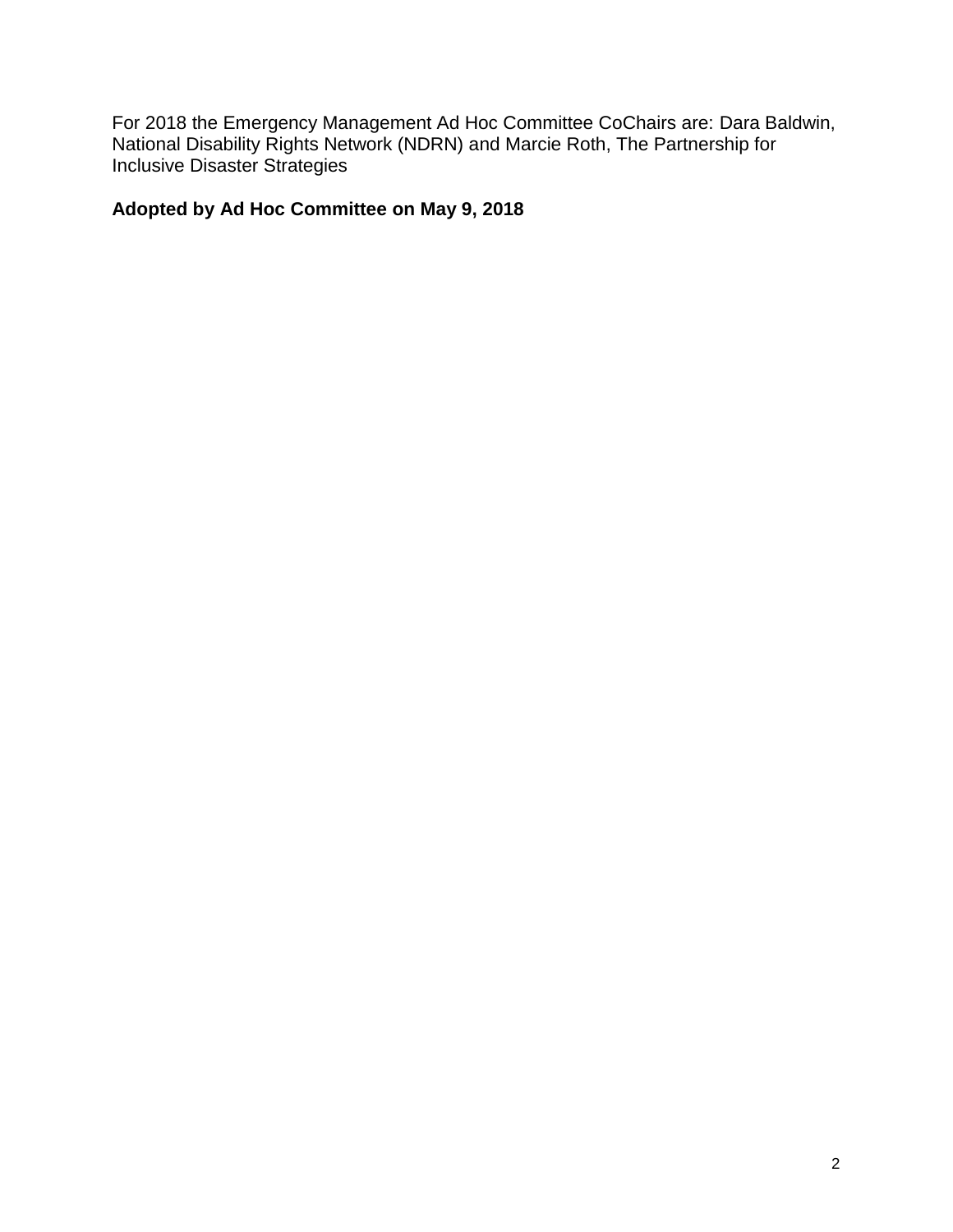For 2018 the Emergency Management Ad Hoc Committee CoChairs are: Dara Baldwin, National Disability Rights Network (NDRN) and Marcie Roth, The Partnership for Inclusive Disaster Strategies

**Adopted by Ad Hoc Committee on May 9, 2018**